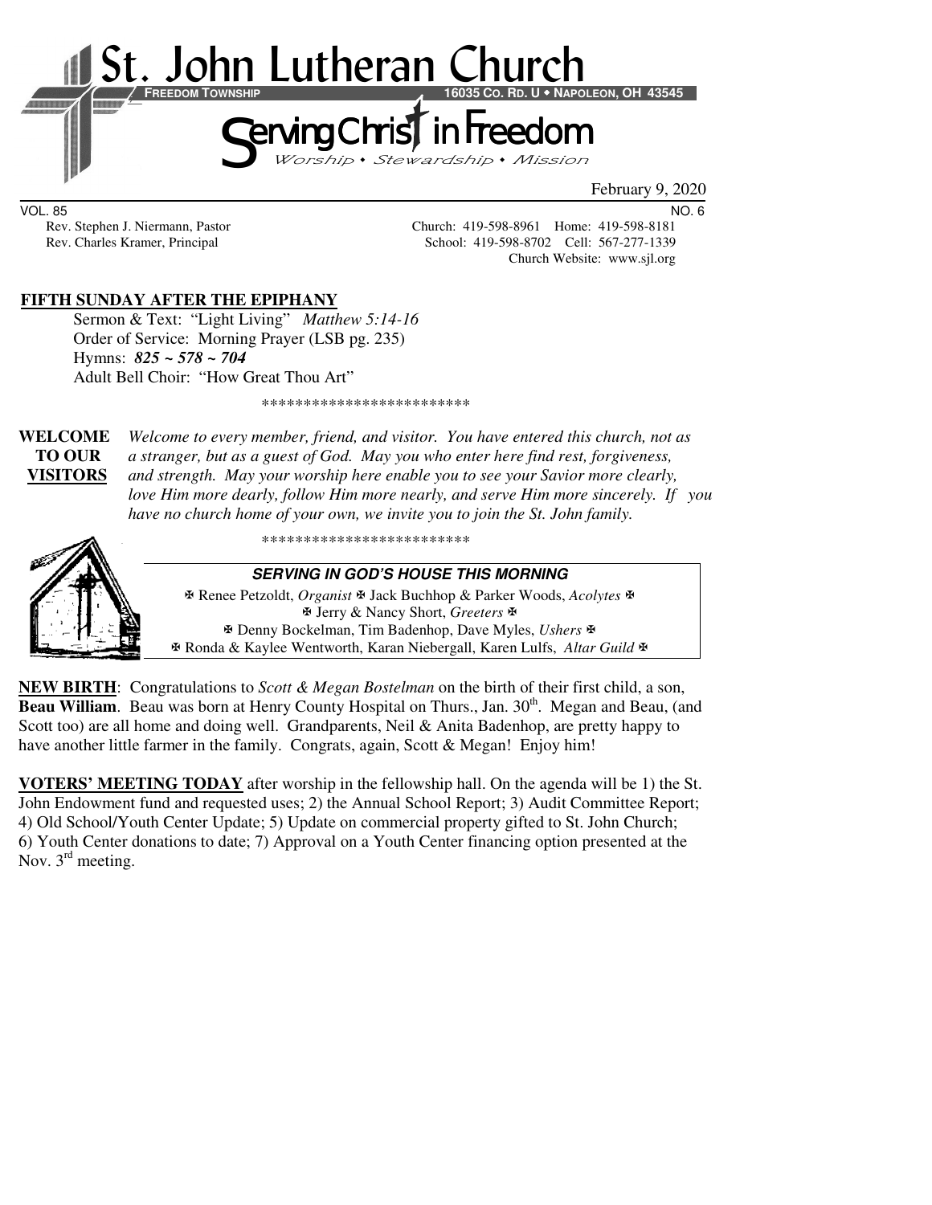# St. John Lutheran Church

**FREEDOM TOWNSHIP** **16035 CO. RD. U • NAPOLEON, OH 43545**

## Serving Christ in Freedom

*Worship • Stewardship • Mission*

February 9, 2020

VOL. 85 NO. 6

Rev. Stephen J. Niermann, Pastor — Church: 419-598-8961 Home: 419-598-8181

Rev. Charles Kramer, Principal — School: 419-598-8702 Cell: 567-277-1339

Church Website: www.sjl.org

**FIFTH SUNDAY AFTER THE EPIPHANY**

Sermon & Text: "Light Living" *Matthew 5:14-16*

Order of Service: Morning Prayer (LSB pg. 235)

Hymns: ***825 ~ 578 ~ 704***

Adult Bell Choir: "How Great Thou Art"

*************************

**WELCOME TO OUR VISITORS** *Welcome to every member, friend, and visitor. You have entered this church, not as a stranger, but as a guest of God. May you who enter here find rest, forgiveness, and strength. May your worship here enable you to see your Savior more clearly, love Him more dearly, follow Him more nearly, and serve Him more sincerely. If you have no church home of your own, we invite you to join the St. John family.*

*************************

***SERVING IN GOD'S HOUSE THIS MORNING***

✠ Renee Petzoldt, *Organist* ✠ Jack Buchhop & Parker Woods, *Acolytes* ✠
✠ Jerry & Nancy Short, *Greeters* ✠
✠ Denny Bockelman, Tim Badenhop, Dave Myles, *Ushers* ✠
✠ Ronda & Kaylee Wentworth, Karan Niebergall, Karen Lulfs, *Altar Guild* ✠

**NEW BIRTH**: Congratulations to *Scott & Megan Bostelman* on the birth of their first child, a son, **Beau William**. Beau was born at Henry County Hospital on Thurs., Jan. 30th. Megan and Beau, (and Scott too) are all home and doing well. Grandparents, Neil & Anita Badenhop, are pretty happy to have another little farmer in the family. Congrats, again, Scott & Megan! Enjoy him!

**VOTERS' MEETING TODAY** after worship in the fellowship hall. On the agenda will be 1) the St. John Endowment fund and requested uses; 2) the Annual School Report; 3) Audit Committee Report; 4) Old School/Youth Center Update; 5) Update on commercial property gifted to St. John Church; 6) Youth Center donations to date; 7) Approval on a Youth Center financing option presented at the Nov. 3rd meeting.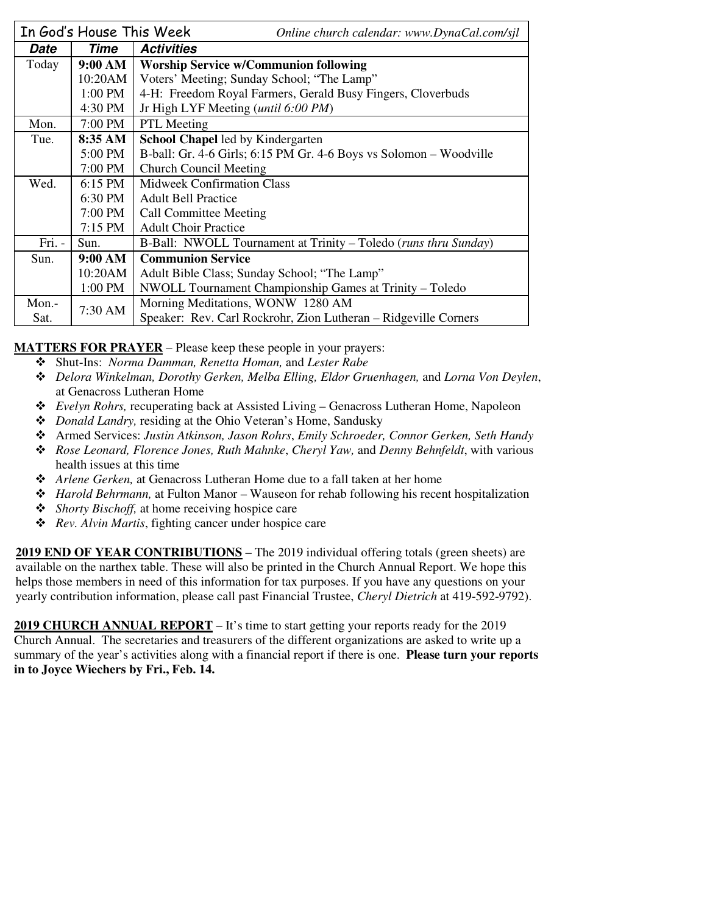| In God's House This Week | | *Online church calendar: www.DynaCal.com/sjl* |
|---|---|---|
| ***Date*** | ***Time*** | ***Activities*** |
| Today | **9:00 AM** | **Worship Service w/Communion following** |
| | 10:20AM | Voters' Meeting; Sunday School; "The Lamp" |
| | 1:00 PM | 4-H: Freedom Royal Farmers, Gerald Busy Fingers, Cloverbuds |
| | 4:30 PM | Jr High LYF Meeting (*until 6:00 PM*) |
| Mon. | 7:00 PM | PTL Meeting |
| Tue. | **8:35 AM** | **School Chapel** led by Kindergarten |
| | 5:00 PM | B-ball: Gr. 4-6 Girls; 6:15 PM Gr. 4-6 Boys vs Solomon – Woodville |
| | 7:00 PM | Church Council Meeting |
| Wed. | 6:15 PM | Midweek Confirmation Class |
| | 6:30 PM | Adult Bell Practice |
| | 7:00 PM | Call Committee Meeting |
| | 7:15 PM | Adult Choir Practice |
| Fri. - | Sun. | B-Ball: NWOLL Tournament at Trinity – Toledo (*runs thru Sunday*) |
| Sun. | **9:00 AM** | **Communion Service** |
| | 10:20AM | Adult Bible Class; Sunday School; "The Lamp" |
| | 1:00 PM | NWOLL Tournament Championship Games at Trinity – Toledo |
| Mon.-Sat. | 7:30 AM | Morning Meditations, WONW 1280 AM<br>Speaker: Rev. Carl Rockrohr, Zion Lutheran – Ridgeville Corners |

**MATTERS FOR PRAYER** – Please keep these people in your prayers:

- Shut-Ins: *Norma Damman, Renetta Homan,* and *Lester Rabe*
- *Delora Winkelman, Dorothy Gerken, Melba Elling, Eldor Gruenhagen,* and *Lorna Von Deylen*, at Genacross Lutheran Home
- *Evelyn Rohrs,* recuperating back at Assisted Living – Genacross Lutheran Home, Napoleon
- *Donald Landry,* residing at the Ohio Veteran's Home, Sandusky
- Armed Services: *Justin Atkinson, Jason Rohrs*, *Emily Schroeder, Connor Gerken, Seth Handy*
- *Rose Leonard, Florence Jones, Ruth Mahnke*, *Cheryl Yaw,* and *Denny Behnfeldt*, with various health issues at this time
- *Arlene Gerken,* at Genacross Lutheran Home due to a fall taken at her home
- *Harold Behrmann,* at Fulton Manor – Wauseon for rehab following his recent hospitalization
- *Shorty Bischoff,* at home receiving hospice care
- *Rev. Alvin Martis*, fighting cancer under hospice care

**2019 END OF YEAR CONTRIBUTIONS** – The 2019 individual offering totals (green sheets) are available on the narthex table. These will also be printed in the Church Annual Report. We hope this helps those members in need of this information for tax purposes. If you have any questions on your yearly contribution information, please call past Financial Trustee, *Cheryl Dietrich* at 419-592-9792).

**2019 CHURCH ANNUAL REPORT** – It's time to start getting your reports ready for the 2019 Church Annual. The secretaries and treasurers of the different organizations are asked to write up a summary of the year's activities along with a financial report if there is one. **Please turn your reports in to Joyce Wiechers by Fri., Feb. 14.**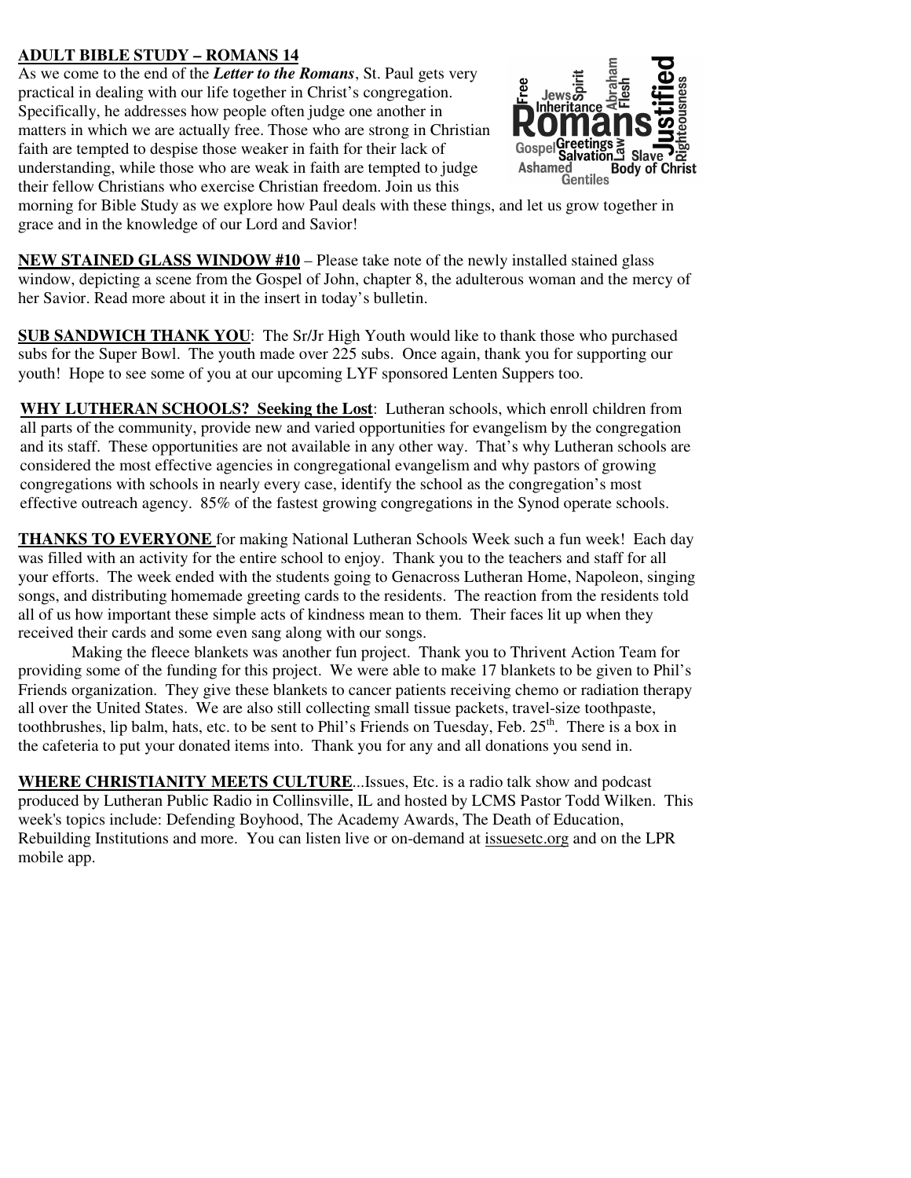**ADULT BIBLE STUDY – ROMANS 14**

As we come to the end of the ***Letter to the Romans***, St. Paul gets very practical in dealing with our life together in Christ's congregation. Specifically, he addresses how people often judge one another in matters in which we are actually free. Those who are strong in Christian faith are tempted to despise those weaker in faith for their lack of understanding, while those who are weak in faith are tempted to judge their fellow Christians who exercise Christian freedom. Join us this morning for Bible Study as we explore how Paul deals with these things, and let us grow together in grace and in the knowledge of our Lord and Savior!

**NEW STAINED GLASS WINDOW #10** – Please take note of the newly installed stained glass window, depicting a scene from the Gospel of John, chapter 8, the adulterous woman and the mercy of her Savior. Read more about it in the insert in today's bulletin.

**SUB SANDWICH THANK YOU**: The Sr/Jr High Youth would like to thank those who purchased subs for the Super Bowl. The youth made over 225 subs. Once again, thank you for supporting our youth! Hope to see some of you at our upcoming LYF sponsored Lenten Suppers too.

**WHY LUTHERAN SCHOOLS? Seeking the Lost**: Lutheran schools, which enroll children from all parts of the community, provide new and varied opportunities for evangelism by the congregation and its staff. These opportunities are not available in any other way. That's why Lutheran schools are considered the most effective agencies in congregational evangelism and why pastors of growing congregations with schools in nearly every case, identify the school as the congregation's most effective outreach agency. 85% of the fastest growing congregations in the Synod operate schools.

**THANKS TO EVERYONE** for making National Lutheran Schools Week such a fun week! Each day was filled with an activity for the entire school to enjoy. Thank you to the teachers and staff for all your efforts. The week ended with the students going to Genacross Lutheran Home, Napoleon, singing songs, and distributing homemade greeting cards to the residents. The reaction from the residents told all of us how important these simple acts of kindness mean to them. Their faces lit up when they received their cards and some even sang along with our songs.

Making the fleece blankets was another fun project. Thank you to Thrivent Action Team for providing some of the funding for this project. We were able to make 17 blankets to be given to Phil's Friends organization. They give these blankets to cancer patients receiving chemo or radiation therapy all over the United States. We are also still collecting small tissue packets, travel-size toothpaste, toothbrushes, lip balm, hats, etc. to be sent to Phil's Friends on Tuesday, Feb. 25th. There is a box in the cafeteria to put your donated items into. Thank you for any and all donations you send in.

**WHERE CHRISTIANITY MEETS CULTURE**...Issues, Etc. is a radio talk show and podcast produced by Lutheran Public Radio in Collinsville, IL and hosted by LCMS Pastor Todd Wilken. This week's topics include: Defending Boyhood, The Academy Awards, The Death of Education, Rebuilding Institutions and more. You can listen live or on-demand at issuesetc.org and on the LPR mobile app.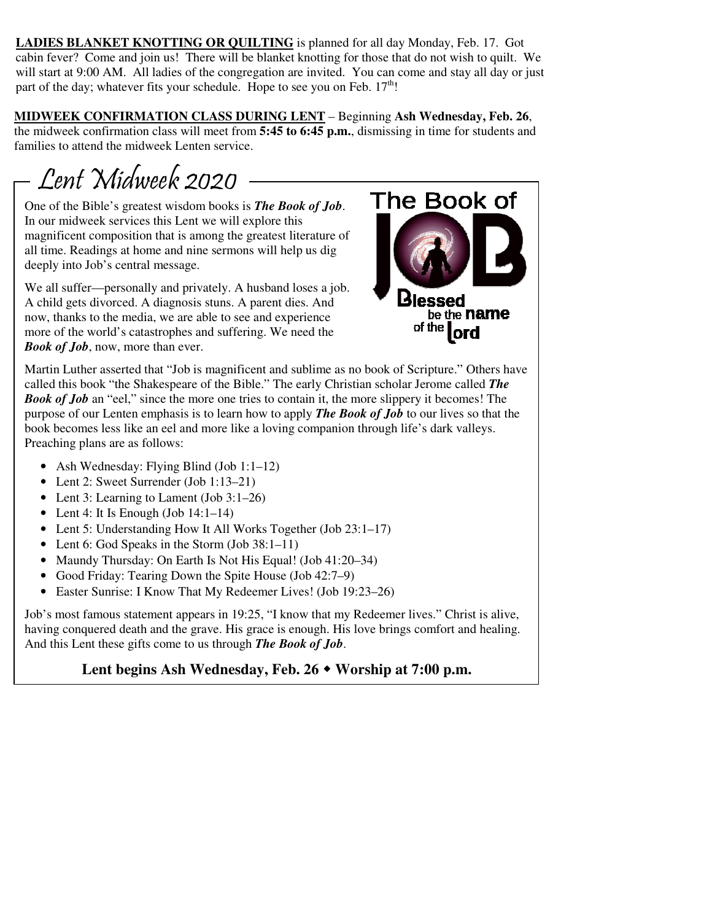**LADIES BLANKET KNOTTING OR QUILTING** is planned for all day Monday, Feb. 17. Got cabin fever? Come and join us! There will be blanket knotting for those that do not wish to quilt. We will start at 9:00 AM. All ladies of the congregation are invited. You can come and stay all day or just part of the day; whatever fits your schedule. Hope to see you on Feb. 17th!

**MIDWEEK CONFIRMATION CLASS DURING LENT** – Beginning **Ash Wednesday, Feb. 26**, the midweek confirmation class will meet from **5:45 to 6:45 p.m.**, dismissing in time for students and families to attend the midweek Lenten service.

## Lent Midweek 2020

One of the Bible's greatest wisdom books is ***The Book of Job***. In our midweek services this Lent we will explore this magnificent composition that is among the greatest literature of all time. Readings at home and nine sermons will help us dig deeply into Job's central message.

The Book of JOB — Blessed be the name of the Lord

We all suffer—personally and privately. A husband loses a job. A child gets divorced. A diagnosis stuns. A parent dies. And now, thanks to the media, we are able to see and experience more of the world's catastrophes and suffering. We need the ***Book of Job***, now, more than ever.

Martin Luther asserted that "Job is magnificent and sublime as no book of Scripture." Others have called this book "the Shakespeare of the Bible." The early Christian scholar Jerome called ***The Book of Job*** an "eel," since the more one tries to contain it, the more slippery it becomes! The purpose of our Lenten emphasis is to learn how to apply ***The Book of Job*** to our lives so that the book becomes less like an eel and more like a loving companion through life's dark valleys. Preaching plans are as follows:

- Ash Wednesday: Flying Blind (Job 1:1–12)
- Lent 2: Sweet Surrender (Job 1:13–21)
- Lent 3: Learning to Lament (Job 3:1–26)
- Lent 4: It Is Enough (Job 14:1–14)
- Lent 5: Understanding How It All Works Together (Job 23:1–17)
- Lent 6: God Speaks in the Storm (Job 38:1–11)
- Maundy Thursday: On Earth Is Not His Equal! (Job 41:20–34)
- Good Friday: Tearing Down the Spite House (Job 42:7–9)
- Easter Sunrise: I Know That My Redeemer Lives! (Job 19:23–26)

Job's most famous statement appears in 19:25, "I know that my Redeemer lives." Christ is alive, having conquered death and the grave. His grace is enough. His love brings comfort and healing. And this Lent these gifts come to us through ***The Book of Job***.

**Lent begins Ash Wednesday, Feb. 26 ◆ Worship at 7:00 p.m.**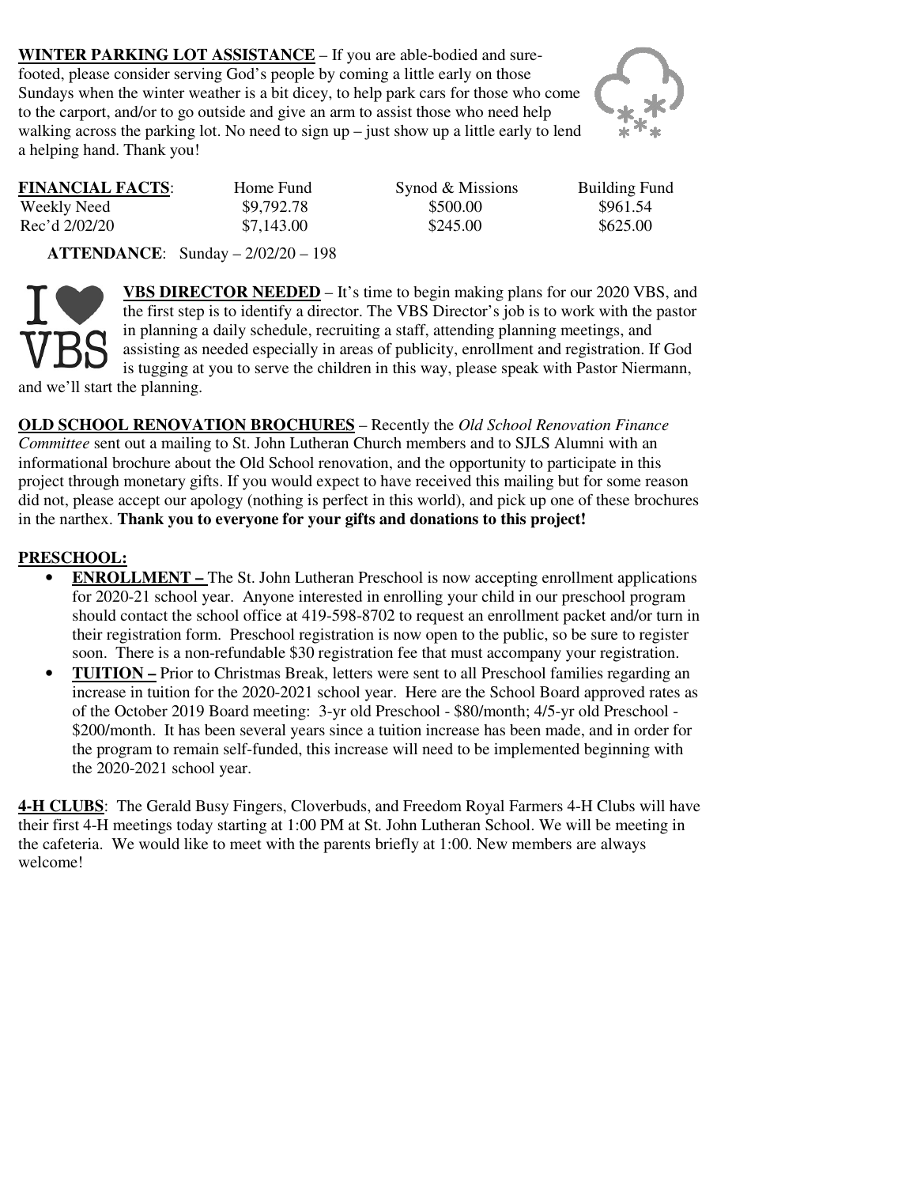**WINTER PARKING LOT ASSISTANCE** – If you are able-bodied and sure-footed, please consider serving God's people by coming a little early on those Sundays when the winter weather is a bit dicey, to help park cars for those who come to the carport, and/or to go outside and give an arm to assist those who need help walking across the parking lot. No need to sign up – just show up a little early to lend a helping hand. Thank you!

| **FINANCIAL FACTS**: | Home Fund | Synod & Missions | Building Fund |
|---|---|---|---|
| Weekly Need | $9,792.78 | $500.00 | $961.54 |
| Rec'd 2/02/20 | $7,143.00 | $245.00 | $625.00 |

**ATTENDANCE**: Sunday – 2/02/20 – 198

**VBS DIRECTOR NEEDED** – It's time to begin making plans for our 2020 VBS, and the first step is to identify a director. The VBS Director's job is to work with the pastor in planning a daily schedule, recruiting a staff, attending planning meetings, and assisting as needed especially in areas of publicity, enrollment and registration. If God is tugging at you to serve the children in this way, please speak with Pastor Niermann, and we'll start the planning.

**OLD SCHOOL RENOVATION BROCHURES** – Recently the *Old School Renovation Finance Committee* sent out a mailing to St. John Lutheran Church members and to SJLS Alumni with an informational brochure about the Old School renovation, and the opportunity to participate in this project through monetary gifts. If you would expect to have received this mailing but for some reason did not, please accept our apology (nothing is perfect in this world), and pick up one of these brochures in the narthex. **Thank you to everyone for your gifts and donations to this project!**

**PRESCHOOL:**

- **ENROLLMENT –** The St. John Lutheran Preschool is now accepting enrollment applications for 2020-21 school year. Anyone interested in enrolling your child in our preschool program should contact the school office at 419-598-8702 to request an enrollment packet and/or turn in their registration form. Preschool registration is now open to the public, so be sure to register soon. There is a non-refundable $30 registration fee that must accompany your registration.
- **TUITION –** Prior to Christmas Break, letters were sent to all Preschool families regarding an increase in tuition for the 2020-2021 school year. Here are the School Board approved rates as of the October 2019 Board meeting: 3-yr old Preschool - $80/month; 4/5-yr old Preschool - $200/month. It has been several years since a tuition increase has been made, and in order for the program to remain self-funded, this increase will need to be implemented beginning with the 2020-2021 school year.

**4-H CLUBS**: The Gerald Busy Fingers, Cloverbuds, and Freedom Royal Farmers 4-H Clubs will have their first 4-H meetings today starting at 1:00 PM at St. John Lutheran School. We will be meeting in the cafeteria. We would like to meet with the parents briefly at 1:00. New members are always welcome!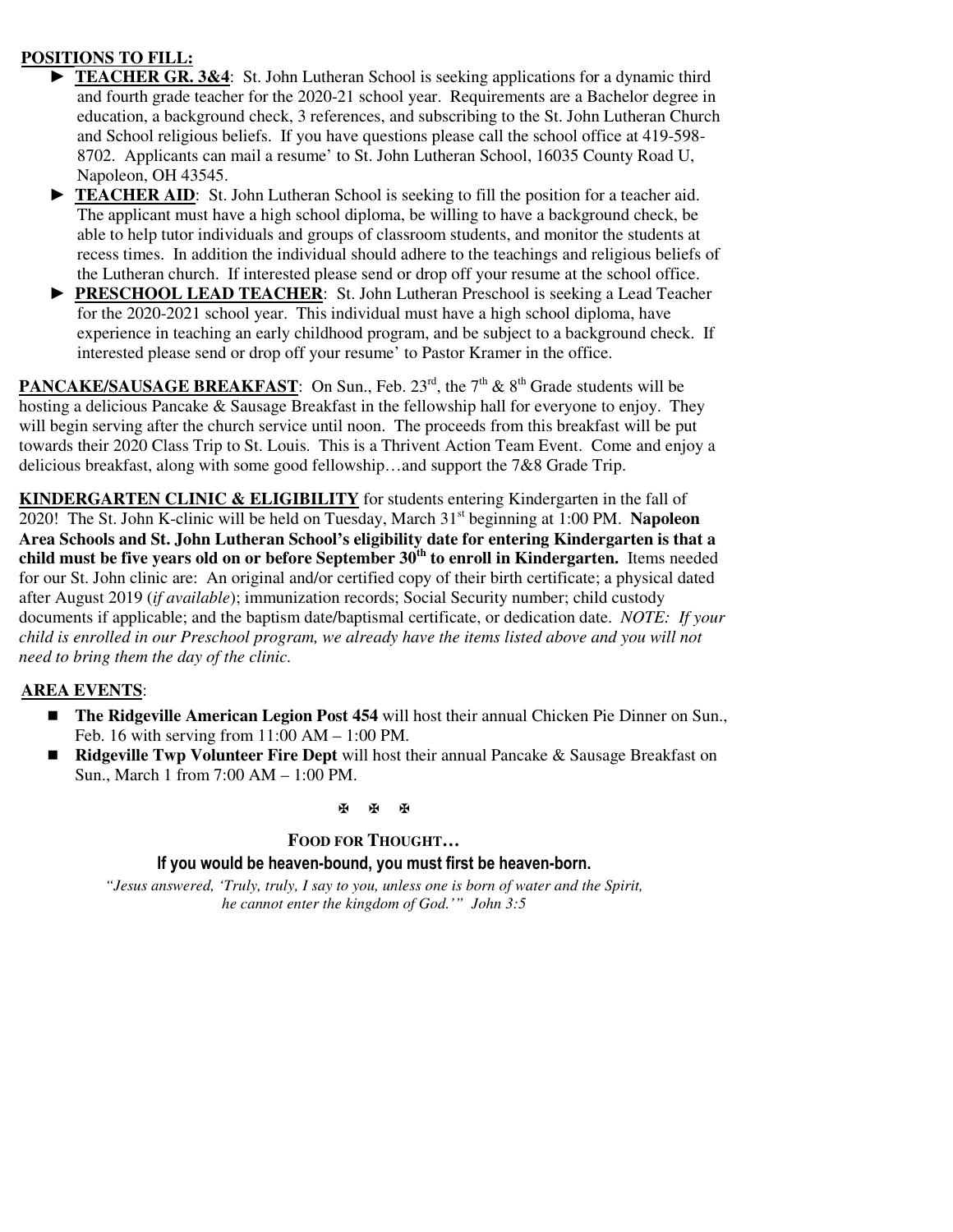**POSITIONS TO FILL:**

- ► **TEACHER GR. 3&4**: St. John Lutheran School is seeking applications for a dynamic third and fourth grade teacher for the 2020-21 school year. Requirements are a Bachelor degree in education, a background check, 3 references, and subscribing to the St. John Lutheran Church and School religious beliefs. If you have questions please call the school office at 419-598-8702. Applicants can mail a resume' to St. John Lutheran School, 16035 County Road U, Napoleon, OH 43545.
- ► **TEACHER AID**: St. John Lutheran School is seeking to fill the position for a teacher aid. The applicant must have a high school diploma, be willing to have a background check, be able to help tutor individuals and groups of classroom students, and monitor the students at recess times. In addition the individual should adhere to the teachings and religious beliefs of the Lutheran church. If interested please send or drop off your resume at the school office.
- ► **PRESCHOOL LEAD TEACHER**: St. John Lutheran Preschool is seeking a Lead Teacher for the 2020-2021 school year. This individual must have a high school diploma, have experience in teaching an early childhood program, and be subject to a background check. If interested please send or drop off your resume' to Pastor Kramer in the office.

**PANCAKE/SAUSAGE BREAKFAST**: On Sun., Feb. 23rd, the 7th & 8th Grade students will be hosting a delicious Pancake & Sausage Breakfast in the fellowship hall for everyone to enjoy. They will begin serving after the church service until noon. The proceeds from this breakfast will be put towards their 2020 Class Trip to St. Louis. This is a Thrivent Action Team Event. Come and enjoy a delicious breakfast, along with some good fellowship…and support the 7&8 Grade Trip.

**KINDERGARTEN CLINIC & ELIGIBILITY** for students entering Kindergarten in the fall of 2020! The St. John K-clinic will be held on Tuesday, March 31st beginning at 1:00 PM. **Napoleon Area Schools and St. John Lutheran School's eligibility date for entering Kindergarten is that a child must be five years old on or before September 30th to enroll in Kindergarten.** Items needed for our St. John clinic are: An original and/or certified copy of their birth certificate; a physical dated after August 2019 (*if available*); immunization records; Social Security number; child custody documents if applicable; and the baptism date/baptismal certificate, or dedication date. *NOTE: If your child is enrolled in our Preschool program, we already have the items listed above and you will not need to bring them the day of the clinic.*

**AREA EVENTS**:

- **The Ridgeville American Legion Post 454** will host their annual Chicken Pie Dinner on Sun., Feb. 16 with serving from 11:00 AM – 1:00 PM.
- **Ridgeville Twp Volunteer Fire Dept** will host their annual Pancake & Sausage Breakfast on Sun., March 1 from 7:00 AM – 1:00 PM.

✠ ✠ ✠

**FOOD FOR THOUGHT…**

**If you would be heaven-bound, you must first be heaven-born.**

*"Jesus answered, 'Truly, truly, I say to you, unless one is born of water and the Spirit, he cannot enter the kingdom of God.'" John 3:5*